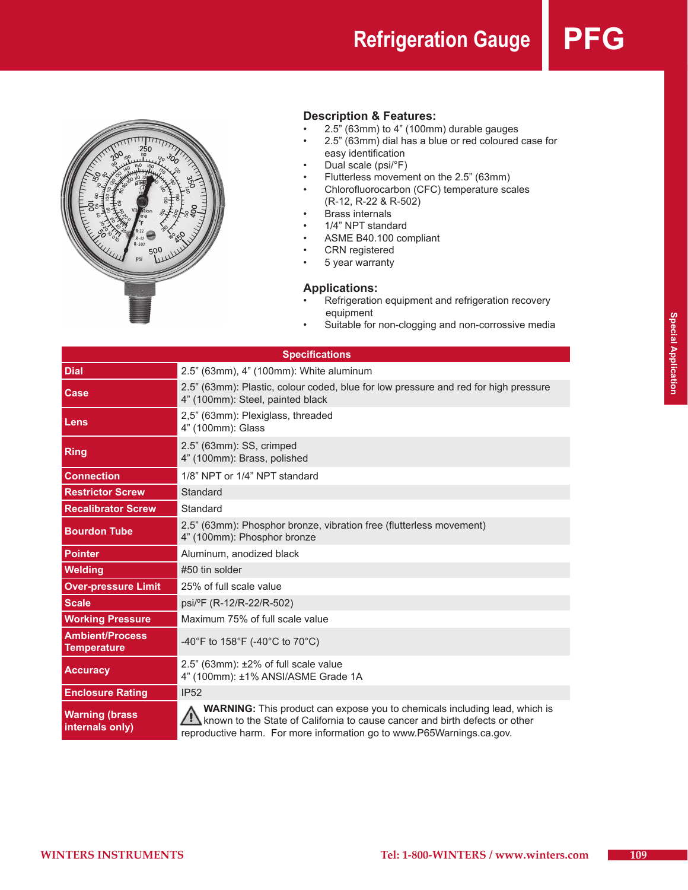# Refrigeration Gauge PFG

## Description & Features:

- 2.5” (63mm) to 4” (100mm) durable gauges
- 2.5” (63mm) dial has a blue or red coloured case for easy identification
- Dual scale (psi/°F)
- Flutterless movement on the 2.5” (63mm)
- Chlorofluorocarbon (CFC) temperature scales (R-12, R-22 & R-502)
- Brass internals
- 1/4” NPT standard
- ASME B40.100 compliant
- CRN registered
- 5 year warranty

## Applications:

- Refrigeration equipment and refrigeration recovery equipment
- Suitable for non-clogging and non-corrosive media

| Specifications | |
|---|---|
| **Dial** | 2.5” (63mm), 4” (100mm): White aluminum |
| **Case** | 2.5” (63mm): Plastic, colour coded, blue for low pressure and red for high pressure<br>4” (100mm): Steel, painted black |
| **Lens** | 2,5” (63mm): Plexiglass, threaded<br>4” (100mm): Glass |
| **Ring** | 2.5” (63mm): SS, crimped<br>4” (100mm): Brass, polished |
| **Connection** | 1/8” NPT or 1/4” NPT standard |
| **Restrictor Screw** | Standard |
| **Recalibrator Screw** | Standard |
| **Bourdon Tube** | 2.5” (63mm): Phosphor bronze, vibration free (flutterless movement)<br>4” (100mm): Phosphor bronze |
| **Pointer** | Aluminum, anodized black |
| **Welding** | #50 tin solder |
| **Over-pressure Limit** | 25% of full scale value |
| **Scale** | psi/ºF (R-12/R-22/R-502) |
| **Working Pressure** | Maximum 75% of full scale value |
| **Ambient/Process Temperature** | -40°F to 158°F (-40°C to 70°C) |
| **Accuracy** | 2.5” (63mm): ±2% of full scale value<br>4” (100mm): ±1% ANSI/ASME Grade 1A |
| **Enclosure Rating** | IP52 |
| **Warning (brass internals only)** | ⚠ **WARNING:** This product can expose you to chemicals including lead, which is known to the State of California to cause cancer and birth defects or other reproductive harm. For more information go to www.P65Warnings.ca.gov. |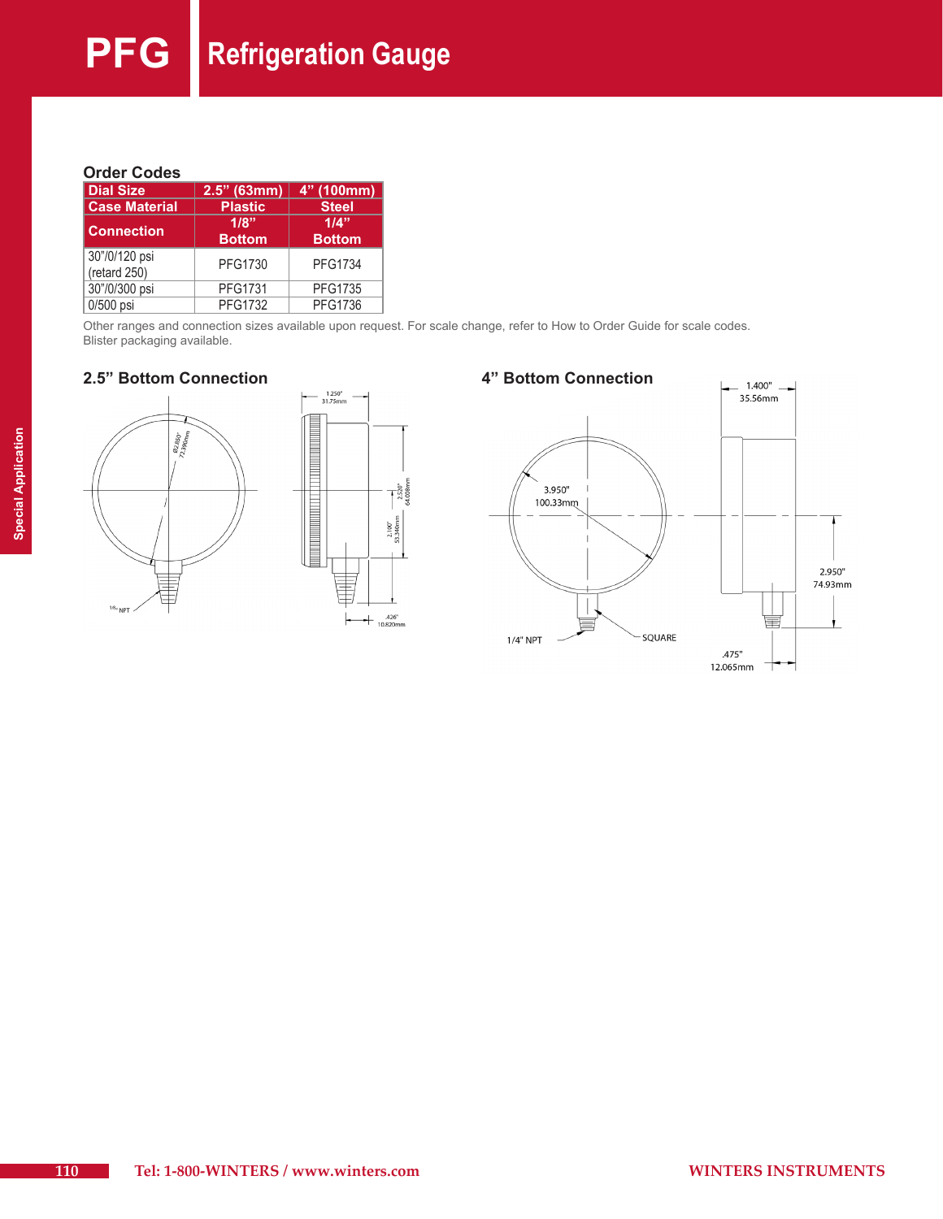# PFG Refrigeration Gauge

### Order Codes

| Dial Size | 2.5" (63mm) | 4" (100mm) |
|---|---|---|
| Case Material | Plastic | Steel |
| Connection | 1/8" Bottom | 1/4" Bottom |
| 30"/0/120 psi (retard 250) | PFG1730 | PFG1734 |
| 30"/0/300 psi | PFG1731 | PFG1735 |
| 0/500 psi | PFG1732 | PFG1736 |

Other ranges and connection sizes available upon request. For scale change, refer to How to Order Guide for scale codes.
Blister packaging available.

### 2.5" Bottom Connection

Ø2.850"
72.390mm

1.250"
31.75mm

2.520"
64.008mm

2.100"
53.340mm

1/8" NPT

.426"
10.820mm

### 4" Bottom Connection

1.400"
35.56mm

3.950"
100.33mm

2.950"
74.93mm

1/4" NPT

SQUARE

.475"
12.065mm